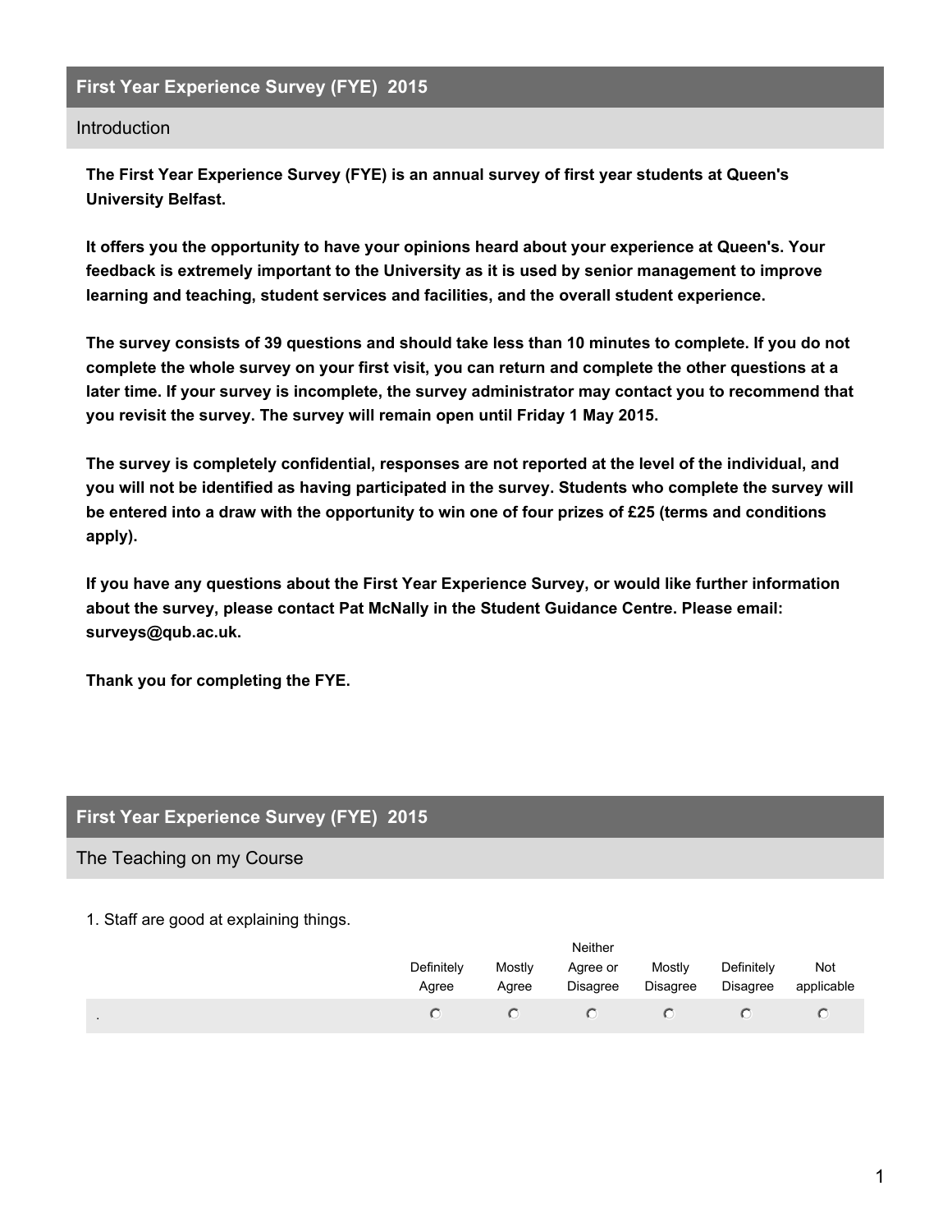## First Year Experience Survey (FYE) 2015

### Introduction

**The First Year Experience Survey (FYE) is an annual survey of first year students at Queen's University Belfast.**

**It offers you the opportunity to have your opinions heard about your experience at Queen's. Your feedback is extremely important to the University as it is used by senior management to improve learning and teaching, student services and facilities, and the overall student experience.**

**The survey consists of 39 questions and should take less than 10 minutes to complete. If you do not complete the whole survey on your first visit, you can return and complete the other questions at a later time. If your survey is incomplete, the survey administrator may contact you to recommend that you revisit the survey. The survey will remain open until Friday 1 May 2015.**

**The survey is completely confidential, responses are not reported at the level of the individual, and you will not be identified as having participated in the survey. Students who complete the survey will be entered into a draw with the opportunity to win one of four prizes of £25 (terms and conditions apply).**

**If you have any questions about the First Year Experience Survey, or would like further information about the survey, please contact Pat McNally in the Student Guidance Centre. Please email: surveys@qub.ac.uk.**

**Thank you for completing the FYE.**

## First Year Experience Survey (FYE) 2015

### The Teaching on my Course

1. Staff are good at explaining things.

| | Definitely Agree | Mostly Agree | Neither Agree or Disagree | Mostly Disagree | Definitely Disagree | Not applicable |
|---|---|---|---|---|---|---|
| . | ○ | ○ | ○ | ○ | ○ | ○ |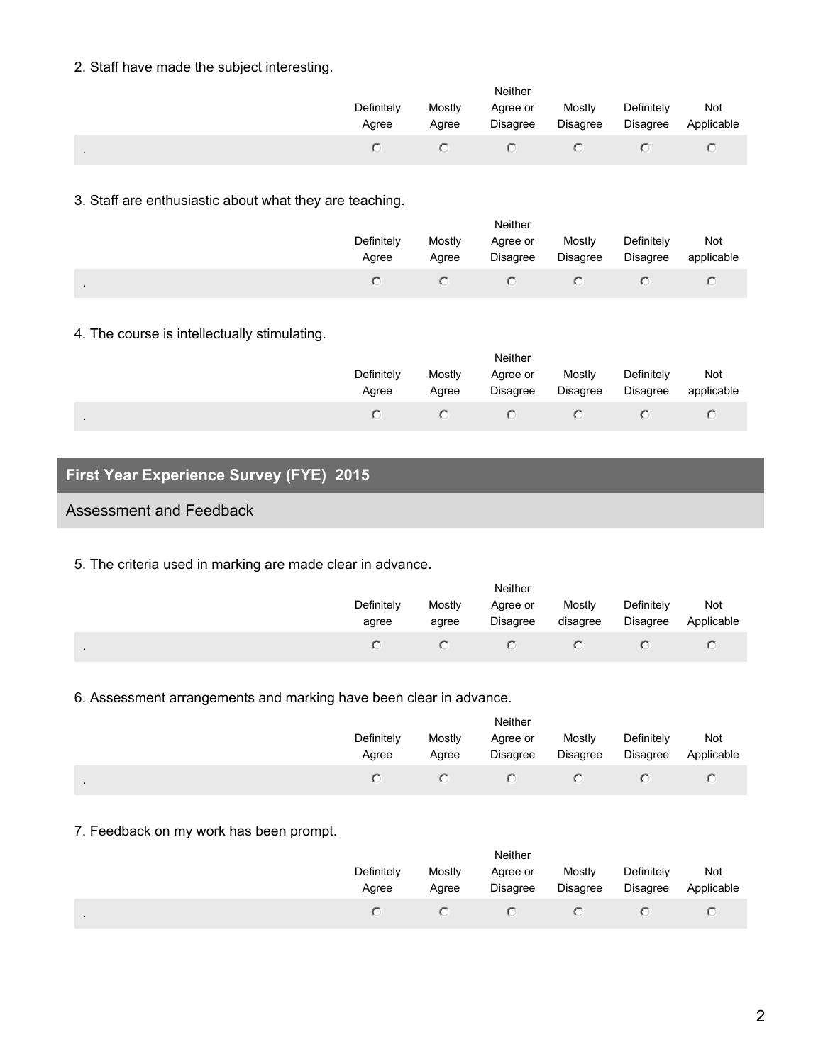2. Staff have made the subject interesting.

| | Definitely Agree | Mostly Agree | Neither Agree or Disagree | Mostly Disagree | Definitely Disagree | Not Applicable |
|---|---|---|---|---|---|---|
| . | ○ | ○ | ○ | ○ | ○ | ○ |

3. Staff are enthusiastic about what they are teaching.

| | Definitely Agree | Mostly Agree | Neither Agree or Disagree | Mostly Disagree | Definitely Disagree | Not applicable |
|---|---|---|---|---|---|---|
| . | ○ | ○ | ○ | ○ | ○ | ○ |

4. The course is intellectually stimulating.

| | Definitely Agree | Mostly Agree | Neither Agree or Disagree | Mostly Disagree | Definitely Disagree | Not applicable |
|---|---|---|---|---|---|---|
| . | ○ | ○ | ○ | ○ | ○ | ○ |

## First Year Experience Survey (FYE) 2015

### Assessment and Feedback

5. The criteria used in marking are made clear in advance.

| | Definitely agree | Mostly agree | Neither Agree or Disagree | Mostly disagree | Definitely Disagree | Not Applicable |
|---|---|---|---|---|---|---|
| . | ○ | ○ | ○ | ○ | ○ | ○ |

6. Assessment arrangements and marking have been clear in advance.

| | Definitely Agree | Mostly Agree | Neither Agree or Disagree | Mostly Disagree | Definitely Disagree | Not Applicable |
|---|---|---|---|---|---|---|
| . | ○ | ○ | ○ | ○ | ○ | ○ |

7. Feedback on my work has been prompt.

| | Definitely Agree | Mostly Agree | Neither Agree or Disagree | Mostly Disagree | Definitely Disagree | Not Applicable |
|---|---|---|---|---|---|---|
| . | ○ | ○ | ○ | ○ | ○ | ○ |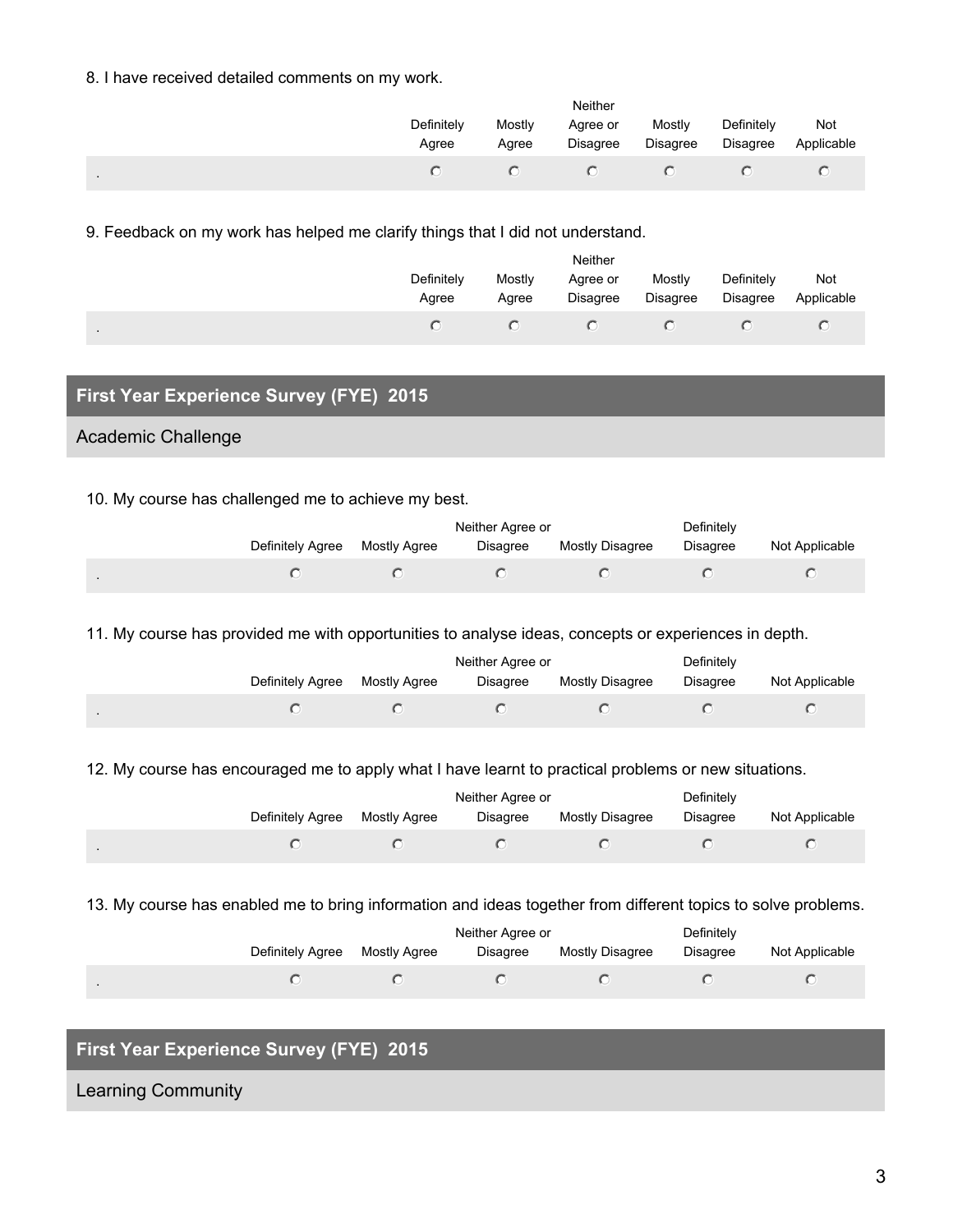8. I have received detailed comments on my work.

| | Definitely Agree | Mostly Agree | Neither Agree or Disagree | Mostly Disagree | Definitely Disagree | Not Applicable |
|---|---|---|---|---|---|---|
| . | ○ | ○ | ○ | ○ | ○ | ○ |

9. Feedback on my work has helped me clarify things that I did not understand.

| | Definitely Agree | Mostly Agree | Neither Agree or Disagree | Mostly Disagree | Definitely Disagree | Not Applicable |
|---|---|---|---|---|---|---|
| . | ○ | ○ | ○ | ○ | ○ | ○ |

## First Year Experience Survey (FYE) 2015

### Academic Challenge

10. My course has challenged me to achieve my best.

| | Definitely Agree | Mostly Agree | Neither Agree or Disagree | Mostly Disagree | Definitely Disagree | Not Applicable |
|---|---|---|---|---|---|---|
| . | ○ | ○ | ○ | ○ | ○ | ○ |

11. My course has provided me with opportunities to analyse ideas, concepts or experiences in depth.

| | Definitely Agree | Mostly Agree | Neither Agree or Disagree | Mostly Disagree | Definitely Disagree | Not Applicable |
|---|---|---|---|---|---|---|
| . | ○ | ○ | ○ | ○ | ○ | ○ |

12. My course has encouraged me to apply what I have learnt to practical problems or new situations.

| | Definitely Agree | Mostly Agree | Neither Agree or Disagree | Mostly Disagree | Definitely Disagree | Not Applicable |
|---|---|---|---|---|---|---|
| . | ○ | ○ | ○ | ○ | ○ | ○ |

13. My course has enabled me to bring information and ideas together from different topics to solve problems.

| | Definitely Agree | Mostly Agree | Neither Agree or Disagree | Mostly Disagree | Definitely Disagree | Not Applicable |
|---|---|---|---|---|---|---|
| . | ○ | ○ | ○ | ○ | ○ | ○ |

## First Year Experience Survey (FYE) 2015

### Learning Community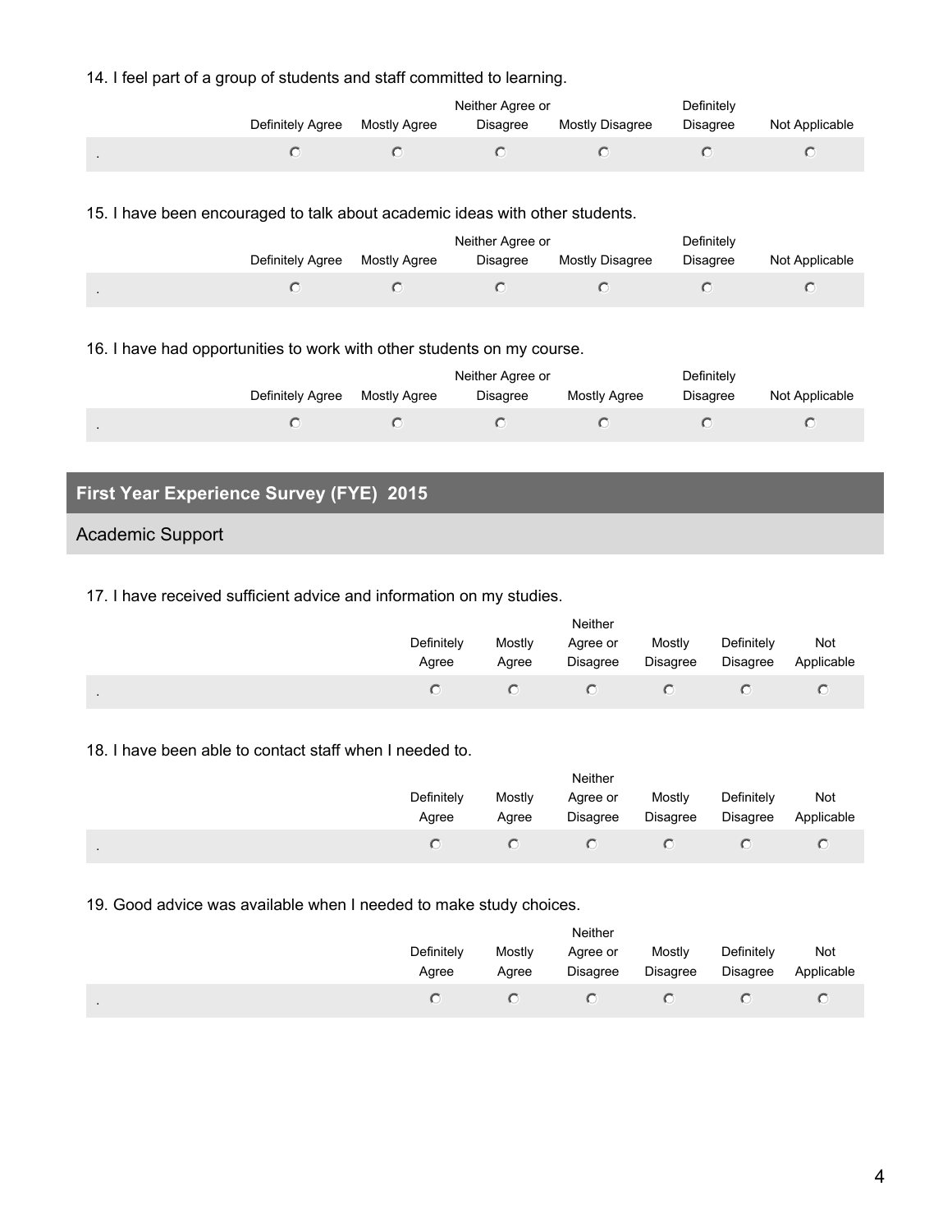14. I feel part of a group of students and staff committed to learning.

| | Definitely Agree | Mostly Agree | Neither Agree or Disagree | Mostly Disagree | Definitely Disagree | Not Applicable |
|---|---|---|---|---|---|---|
| . | ○ | ○ | ○ | ○ | ○ | ○ |

15. I have been encouraged to talk about academic ideas with other students.

| | Definitely Agree | Mostly Agree | Neither Agree or Disagree | Mostly Disagree | Definitely Disagree | Not Applicable |
|---|---|---|---|---|---|---|
| . | ○ | ○ | ○ | ○ | ○ | ○ |

16. I have had opportunities to work with other students on my course.

| | Definitely Agree | Mostly Agree | Neither Agree or Disagree | Mostly Agree | Definitely Disagree | Not Applicable |
|---|---|---|---|---|---|---|
| . | ○ | ○ | ○ | ○ | ○ | ○ |

## First Year Experience Survey (FYE) 2015

### Academic Support

17. I have received sufficient advice and information on my studies.

| | Definitely Agree | Mostly Agree | Neither Agree or Disagree | Mostly Disagree | Definitely Disagree | Not Applicable |
|---|---|---|---|---|---|---|
| . | ○ | ○ | ○ | ○ | ○ | ○ |

18. I have been able to contact staff when I needed to.

| | Definitely Agree | Mostly Agree | Neither Agree or Disagree | Mostly Disagree | Definitely Disagree | Not Applicable |
|---|---|---|---|---|---|---|
| . | ○ | ○ | ○ | ○ | ○ | ○ |

19. Good advice was available when I needed to make study choices.

| | Definitely Agree | Mostly Agree | Neither Agree or Disagree | Mostly Disagree | Definitely Disagree | Not Applicable |
|---|---|---|---|---|---|---|
| . | ○ | ○ | ○ | ○ | ○ | ○ |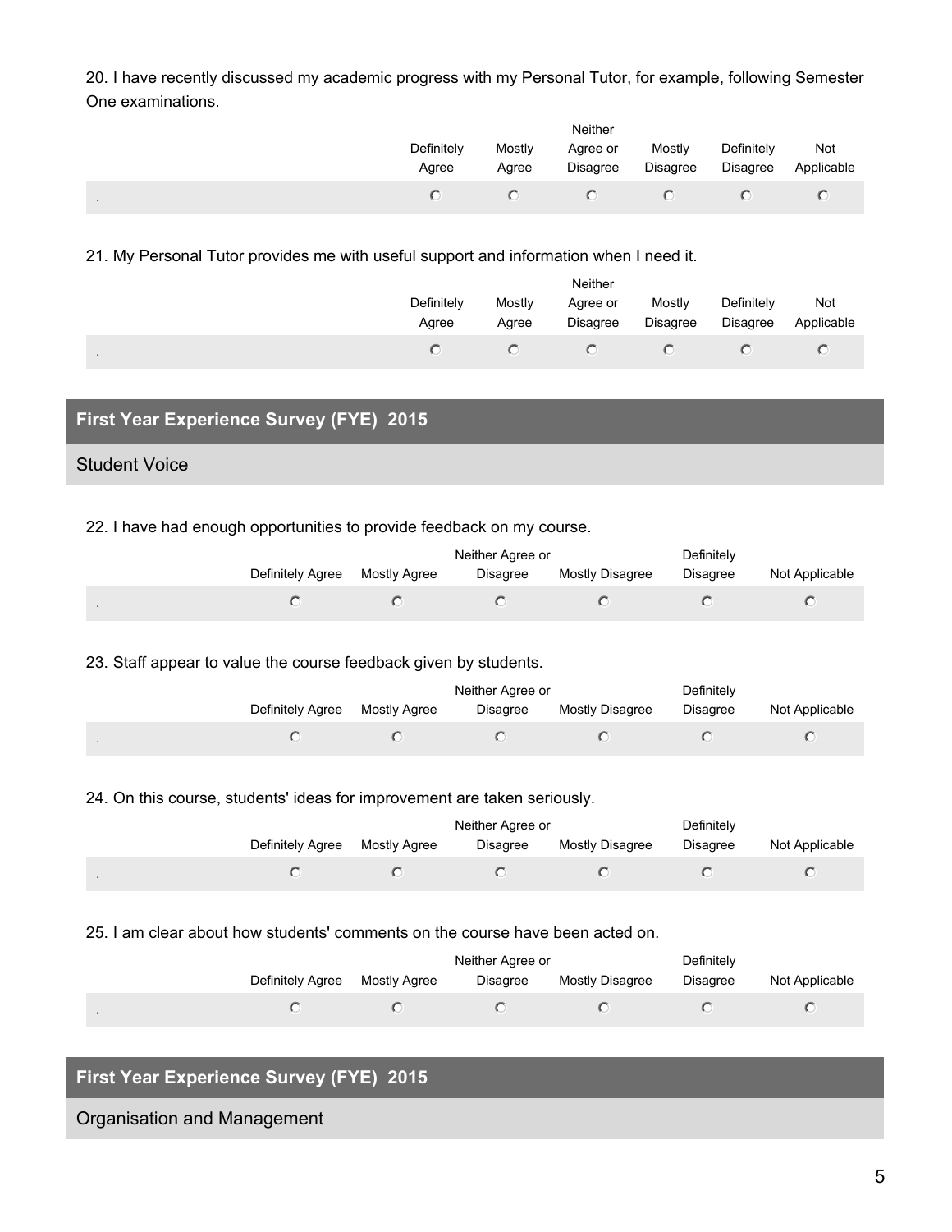20. I have recently discussed my academic progress with my Personal Tutor, for example, following Semester One examinations.

| | Definitely Agree | Mostly Agree | Neither Agree or Disagree | Mostly Disagree | Definitely Disagree | Not Applicable |
|---|---|---|---|---|---|---|
| . | ○ | ○ | ○ | ○ | ○ | ○ |

21. My Personal Tutor provides me with useful support and information when I need it.

| | Definitely Agree | Mostly Agree | Neither Agree or Disagree | Mostly Disagree | Definitely Disagree | Not Applicable |
|---|---|---|---|---|---|---|
| . | ○ | ○ | ○ | ○ | ○ | ○ |

## First Year Experience Survey (FYE) 2015

### Student Voice

22. I have had enough opportunities to provide feedback on my course.

| | Definitely Agree | Mostly Agree | Neither Agree or Disagree | Mostly Disagree | Definitely Disagree | Not Applicable |
|---|---|---|---|---|---|---|
| . | ○ | ○ | ○ | ○ | ○ | ○ |

23. Staff appear to value the course feedback given by students.

| | Definitely Agree | Mostly Agree | Neither Agree or Disagree | Mostly Disagree | Definitely Disagree | Not Applicable |
|---|---|---|---|---|---|---|
| . | ○ | ○ | ○ | ○ | ○ | ○ |

24. On this course, students' ideas for improvement are taken seriously.

| | Definitely Agree | Mostly Agree | Neither Agree or Disagree | Mostly Disagree | Definitely Disagree | Not Applicable |
|---|---|---|---|---|---|---|
| . | ○ | ○ | ○ | ○ | ○ | ○ |

25. I am clear about how students' comments on the course have been acted on.

| | Definitely Agree | Mostly Agree | Neither Agree or Disagree | Mostly Disagree | Definitely Disagree | Not Applicable |
|---|---|---|---|---|---|---|
| . | ○ | ○ | ○ | ○ | ○ | ○ |

## First Year Experience Survey (FYE) 2015

### Organisation and Management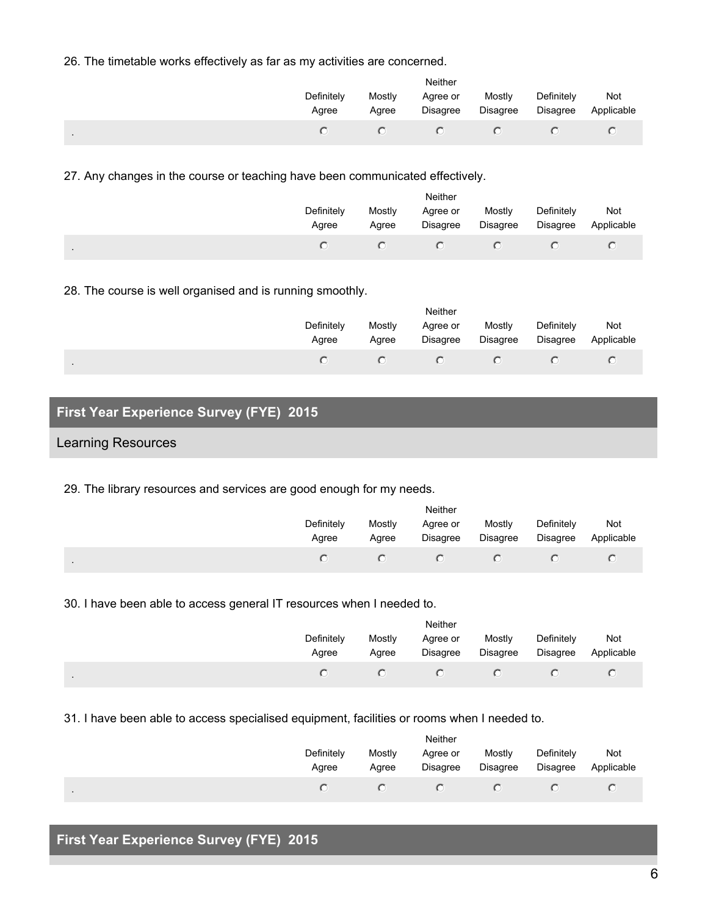26. The timetable works effectively as far as my activities are concerned.

| | Definitely Agree | Mostly Agree | Neither Agree or Disagree | Mostly Disagree | Definitely Disagree | Not Applicable |
|---|---|---|---|---|---|---|
| . | ○ | ○ | ○ | ○ | ○ | ○ |

27. Any changes in the course or teaching have been communicated effectively.

| | Definitely Agree | Mostly Agree | Neither Agree or Disagree | Mostly Disagree | Definitely Disagree | Not Applicable |
|---|---|---|---|---|---|---|
| . | ○ | ○ | ○ | ○ | ○ | ○ |

28. The course is well organised and is running smoothly.

| | Definitely Agree | Mostly Agree | Neither Agree or Disagree | Mostly Disagree | Definitely Disagree | Not Applicable |
|---|---|---|---|---|---|---|
| . | ○ | ○ | ○ | ○ | ○ | ○ |

## First Year Experience Survey (FYE) 2015

### Learning Resources

29. The library resources and services are good enough for my needs.

| | Definitely Agree | Mostly Agree | Neither Agree or Disagree | Mostly Disagree | Definitely Disagree | Not Applicable |
|---|---|---|---|---|---|---|
| . | ○ | ○ | ○ | ○ | ○ | ○ |

30. I have been able to access general IT resources when I needed to.

| | Definitely Agree | Mostly Agree | Neither Agree or Disagree | Mostly Disagree | Definitely Disagree | Not Applicable |
|---|---|---|---|---|---|---|
| . | ○ | ○ | ○ | ○ | ○ | ○ |

31. I have been able to access specialised equipment, facilities or rooms when I needed to.

| | Definitely Agree | Mostly Agree | Neither Agree or Disagree | Mostly Disagree | Definitely Disagree | Not Applicable |
|---|---|---|---|---|---|---|
| . | ○ | ○ | ○ | ○ | ○ | ○ |

## First Year Experience Survey (FYE) 2015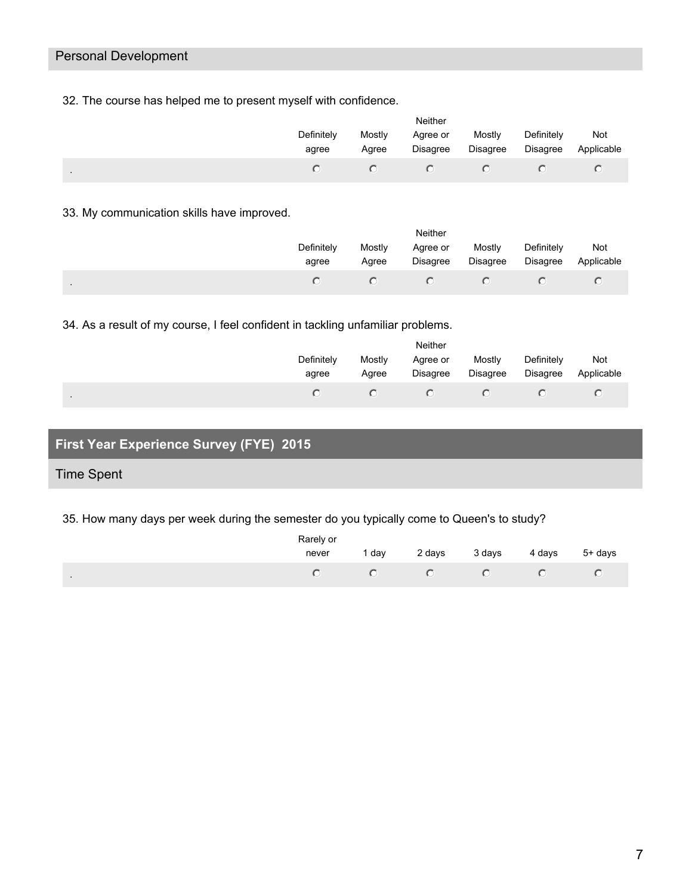## Personal Development

32. The course has helped me to present myself with confidence.

| | Definitely agree | Mostly Agree | Neither Agree or Disagree | Mostly Disagree | Definitely Disagree | Not Applicable |
|---|---|---|---|---|---|---|
| . | ○ | ○ | ○ | ○ | ○ | ○ |

33. My communication skills have improved.

| | Definitely agree | Mostly Agree | Neither Agree or Disagree | Mostly Disagree | Definitely Disagree | Not Applicable |
|---|---|---|---|---|---|---|
| . | ○ | ○ | ○ | ○ | ○ | ○ |

34. As a result of my course, I feel confident in tackling unfamiliar problems.

| | Definitely agree | Mostly Agree | Neither Agree or Disagree | Mostly Disagree | Definitely Disagree | Not Applicable |
|---|---|---|---|---|---|---|
| . | ○ | ○ | ○ | ○ | ○ | ○ |

# First Year Experience Survey (FYE) 2015

## Time Spent

35. How many days per week during the semester do you typically come to Queen's to study?

| | Rarely or never | 1 day | 2 days | 3 days | 4 days | 5+ days |
|---|---|---|---|---|---|---|
| . | ○ | ○ | ○ | ○ | ○ | ○ |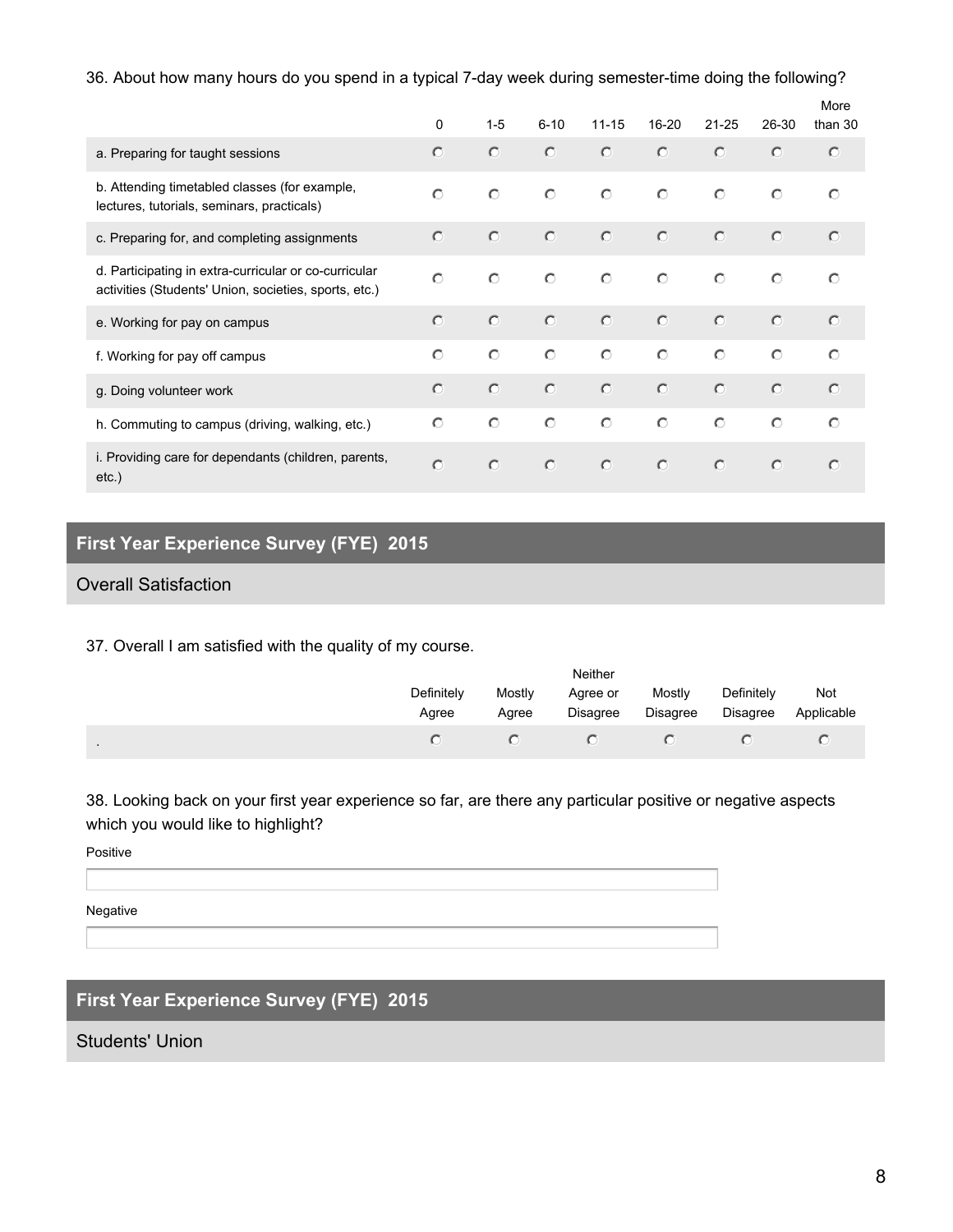36. About how many hours do you spend in a typical 7-day week during semester-time doing the following?

| | 0 | 1-5 | 6-10 | 11-15 | 16-20 | 21-25 | 26-30 | More than 30 |
|---|---|---|---|---|---|---|---|---|
| a. Preparing for taught sessions | ○ | ○ | ○ | ○ | ○ | ○ | ○ | ○ |
| b. Attending timetabled classes (for example, lectures, tutorials, seminars, practicals) | ○ | ○ | ○ | ○ | ○ | ○ | ○ | ○ |
| c. Preparing for, and completing assignments | ○ | ○ | ○ | ○ | ○ | ○ | ○ | ○ |
| d. Participating in extra-curricular or co-curricular activities (Students' Union, societies, sports, etc.) | ○ | ○ | ○ | ○ | ○ | ○ | ○ | ○ |
| e. Working for pay on campus | ○ | ○ | ○ | ○ | ○ | ○ | ○ | ○ |
| f. Working for pay off campus | ○ | ○ | ○ | ○ | ○ | ○ | ○ | ○ |
| g. Doing volunteer work | ○ | ○ | ○ | ○ | ○ | ○ | ○ | ○ |
| h. Commuting to campus (driving, walking, etc.) | ○ | ○ | ○ | ○ | ○ | ○ | ○ | ○ |
| i. Providing care for dependants (children, parents, etc.) | ○ | ○ | ○ | ○ | ○ | ○ | ○ | ○ |

## First Year Experience Survey (FYE) 2015

### Overall Satisfaction

37. Overall I am satisfied with the quality of my course.

| | Definitely Agree | Mostly Agree | Neither Agree or Disagree | Mostly Disagree | Definitely Disagree | Not Applicable |
|---|---|---|---|---|---|---|
| . | ○ | ○ | ○ | ○ | ○ | ○ |

38. Looking back on your first year experience so far, are there any particular positive or negative aspects which you would like to highlight?

Positive

Negative

## First Year Experience Survey (FYE) 2015

### Students' Union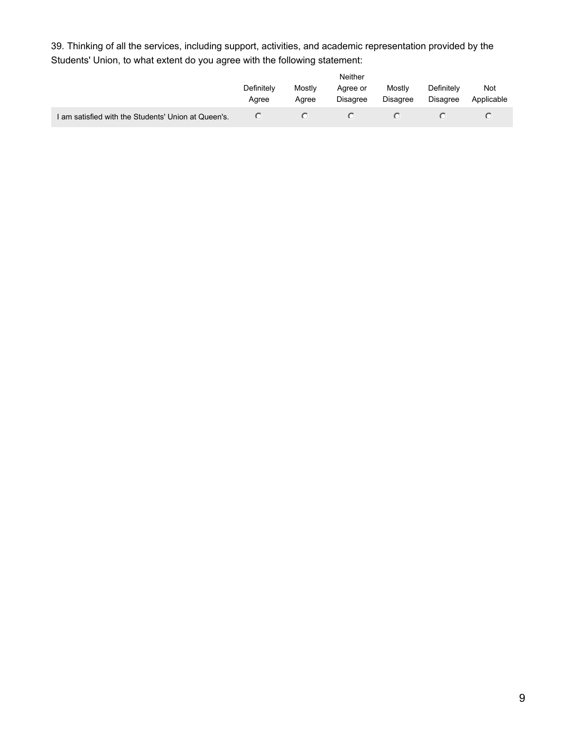39. Thinking of all the services, including support, activities, and academic representation provided by the Students' Union, to what extent do you agree with the following statement:

| | Definitely Agree | Mostly Agree | Neither Agree or Disagree | Mostly Disagree | Definitely Disagree | Not Applicable |
|---|---|---|---|---|---|---|
| I am satisfied with the Students' Union at Queen's. | ○ | ○ | ○ | ○ | ○ | ○ |